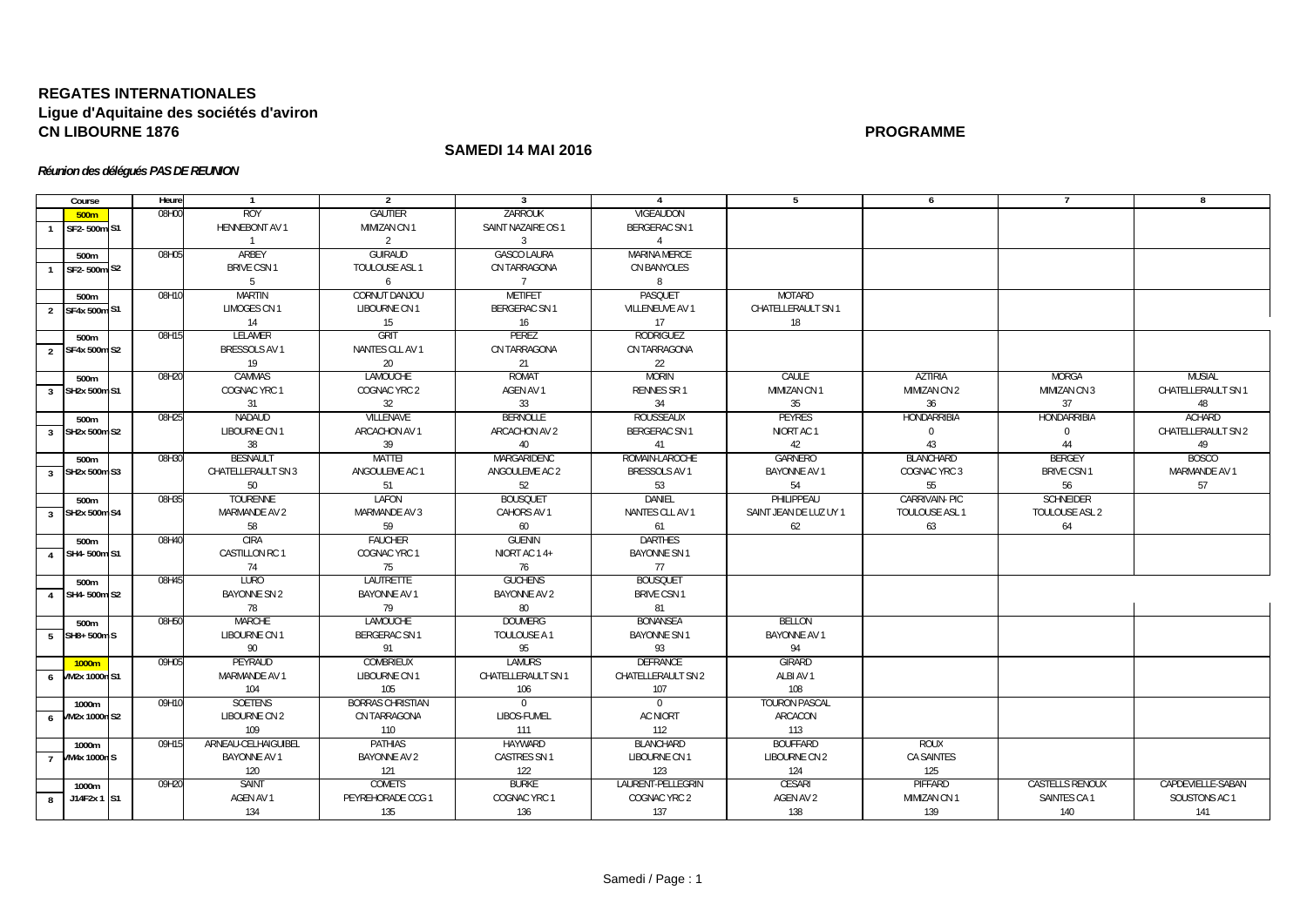**REGATES INTERNATIONALES**
**Ligue d'Aquitaine des sociétés d'aviron**
**CN LIBOURNE 1876**

**PROGRAMME**

**SAMEDI 14 MAI 2016**

***Réunion des délégués PAS DE REUNION***

| | Course | Heure | 1 | 2 | 3 | 4 | 5 | 6 | 7 | 8 |
|---|---|---|---|---|---|---|---|---|---|---|
| | 500m | 08H00 | ROY | GAUTIER | ZARROUK | VIGEAUDON | | | | |
| 1 | SF2- 500m S1 | | HENNEBONT AV 1 | MIMIZAN CN 1 | SAINT NAZAIRE OS 1 | BERGERAC SN 1 | | | | |
| | | | 1 | 2 | 3 | 4 | | | | |
| | 500m | 08H05 | ARBEY | GUIRAUD | GASCO LAURA | MARINA MERCE | | | | |
| 1 | SF2- 500m S2 | | BRIVE CSN 1 | TOULOUSE ASL 1 | CN TARRAGONA | CN BANYOLES | | | | |
| | | | 5 | 6 | 7 | 8 | | | | |
| | 500m | 08H10 | MARTIN | CORNUT DANJOU | METIFET | PASQUET | MOTARD | | | |
| 2 | SF4x 500m S1 | | LIMOGES CN 1 | LIBOURNE CN 1 | BERGERAC SN 1 | VILLENEUVE AV 1 | CHATELLERAULT SN 1 | | | |
| | | | 14 | 15 | 16 | 17 | 18 | | | |
| | 500m | 08H15 | LELAMER | GRIT | PEREZ | RODRIGUEZ | | | | |
| 2 | SF4x 500m S2 | | BRESSOLS AV 1 | NANTES CLL AV 1 | CN TARRAGONA | CN TARRAGONA | | | | |
| | | | 19 | 20 | 21 | 22 | | | | |
| | 500m | 08H20 | CAMMAS | LAMOUCHE | ROMAT | MORIN | CAULE | AZTIRIA | MORGA | MUSIAL |
| 3 | SH2x 500m S1 | | COGNAC YRC 1 | COGNAC YRC 2 | AGEN AV 1 | RENNES SR 1 | MIMIZAN CN 1 | MIMIZAN CN 2 | MIMIZAN CN 3 | CHATELLERAULT SN 1 |
| | | | 31 | 32 | 33 | 34 | 35 | 36 | 37 | 48 |
| | 500m | 08H25 | NADAUD | VILLENAVE | BERNOLLE | ROUSSEAUX | PEYRES | HONDARRIBIA | HONDARRIBIA | ACHARD |
| 3 | SH2x 500m S2 | | LIBOURNE CN 1 | ARCACHON AV 1 | ARCACHON AV 2 | BERGERAC SN 1 | NIORT AC 1 | 0 | 0 | CHATELLERAULT SN 2 |
| | | | 38 | 39 | 40 | 41 | 42 | 43 | 44 | 49 |
| | 500m | 08H30 | BESNAULT | MATTEI | MARGARIDENC | ROMAIN-LAROCHE | GARNERO | BLANCHARD | BERGEY | BOSCO |
| 3 | SH2x 500m S3 | | CHATELLERAULT SN 3 | ANGOULEME AC 1 | ANGOULEME AC 2 | BRESSOLS AV 1 | BAYONNE AV 1 | COGNAC YRC 3 | BRIVE CSN 1 | MARMANDE AV 1 |
| | | | 50 | 51 | 52 | 53 | 54 | 55 | 56 | 57 |
| | 500m | 08H35 | TOURENNE | LAFON | BOUSQUET | DANIEL | PHILIPPEAU | CARRIVAIN- PIC | SCHNEIDER | |
| 3 | SH2x 500m S4 | | MARMANDE AV 2 | MARMANDE AV 3 | CAHORS AV 1 | NANTES CLL AV 1 | SAINT JEAN DE LUZ UY 1 | TOULOUSE ASL 1 | TOULOUSE ASL 2 | |
| | | | 58 | 59 | 60 | 61 | 62 | 63 | 64 | |
| | 500m | 08H40 | CIRA | FAUCHER | GUENIN | DARTHES | | | | |
| 4 | SH4- 500m S1 | | CASTILLON RC 1 | COGNAC YRC 1 | NIORT AC 1 4+ | BAYONNE SN 1 | | | | |
| | | | 74 | 75 | 76 | 77 | | | | |
| | 500m | 08H45 | LURO | LAUTRETTE | GUCHENS | BOUSQUET | | | | |
| 4 | SH4- 500m S2 | | BAYONNE SN 2 | BAYONNE AV 1 | BAYONNE AV 2 | BRIVE CSN 1 | | | | |
| | | | 78 | 79 | 80 | 81 | | | | |
| | 500m | 08H50 | MARCHE | LAMOUCHE | DOUMERG | BONANSEA | BELLON | | | |
| 5 | SH8+ 500m S | | LIBOURNE CN 1 | BERGERAC SN 1 | TOULOUSE A 1 | BAYONNE SN 1 | BAYONNE AV 1 | | | |
| | | | 90 | 91 | 95 | 93 | 94 | | | |
| | 1000m | 09H05 | PEYRAUD | COMBRIEUX | LAMURS | DEFRANCE | GIRARD | | | |
| 6 | VM2x 1000m S1 | | MARMANDE AV 1 | LIBOURNE CN 1 | CHATELLERAULT SN 1 | CHATELLERAULT SN 2 | ALBI AV 1 | | | |
| | | | 104 | 105 | 106 | 107 | 108 | | | |
| | 1000m | 09H10 | SOETENS | BORRAS CHRISTIAN | 0 | 0 | TOURON PASCAL | | | |
| 6 | VM2x 1000m S2 | | LIBOURNE CN 2 | CN TARRAGONA | LIBOS-FUMEL | AC NIORT | ARCACON | | | |
| | | | 109 | 110 | 111 | 112 | 113 | | | |
| | 1000m | 09H15 | ARNEAU-CELHAIGUIBEL | PATHIAS | HAYWARD | BLANCHARD | BOUFFARD | ROUX | | |
| 7 | VM4x 1000m S | | BAYONNE AV 1 | BAYONNE AV 2 | CASTRES SN 1 | LIBOURNE CN 1 | LIBOURNE CN 2 | CA SAINTES | | |
| | | | 120 | 121 | 122 | 123 | 124 | 125 | | |
| | 1000m | 09H20 | SAINT | COMETS | BURKE | LAURENT-PELLEGRIN | CESARI | PIFFARD | CASTELLS RENOUX | CAPDEVIELLE-SABAN |
| 8 | J14F2x 1 S1 | | AGEN AV 1 | PEYREHORADE CCG 1 | COGNAC YRC 1 | COGNAC YRC 2 | AGEN AV 2 | MIMIZAN CN 1 | SAINTES CA 1 | SOUSTONS AC 1 |
| | | | 134 | 135 | 136 | 137 | 138 | 139 | 140 | 141 |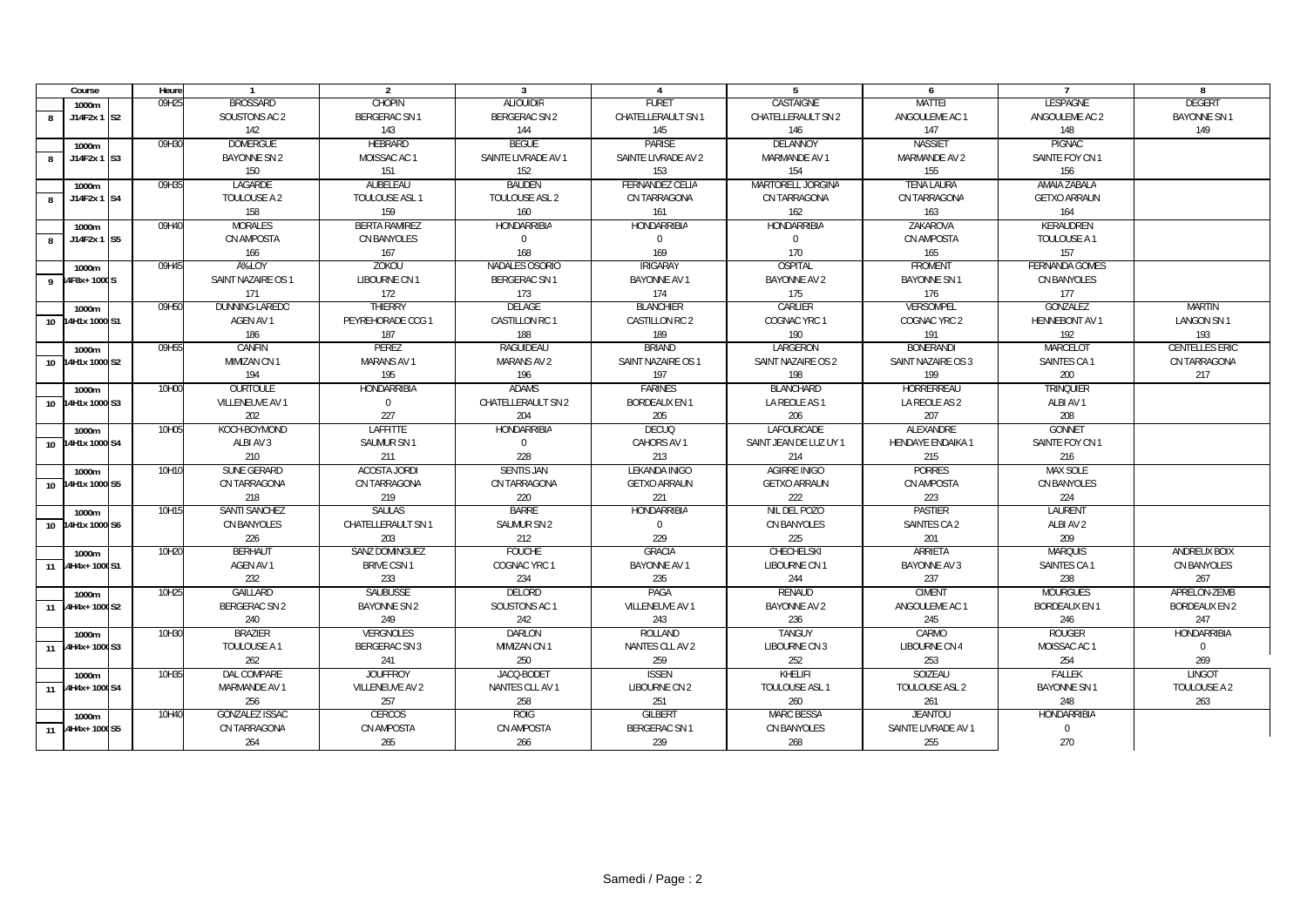| Course | | Heure | 1 | 2 | 3 | 4 | 5 | 6 | 7 | 8 |
|---|---|---|---|---|---|---|---|---|---|---|
| 1000m | | 09H25 | BROSSARD | CHOPIN | ALIOUIDIR | FURET | CASTAIGNE | MATTEI | LESPAGNE | DEGERT |
| 8 | J14F2x 1 S2 | | SOUSTONS AC 2 | BERGERAC SN 1 | BERGERAC SN 2 | CHATELLERAULT SN 1 | CHATELLERAULT SN 2 | ANGOULEME AC 1 | ANGOULEME AC 2 | BAYONNE SN 1 |
| | | | 142 | 143 | 144 | 145 | 146 | 147 | 148 | 149 |
| 1000m | | 09H30 | DOMERGUE | HEBRARD | BEGUE | PARISE | DELANNOY | NASSIET | PIGNAC | |
| 8 | J14F2x 1 S3 | | BAYONNE SN 2 | MOISSAC AC 1 | SAINTE LIVRADE AV 1 | SAINTE LIVRADE AV 2 | MARMANDE AV 1 | MARMANDE AV 2 | SAINTE FOY CN 1 | |
| | | | 150 | 151 | 152 | 153 | 154 | 155 | 156 | |
| 1000m | | 09H35 | LAGARDE | AUBELEAU | BAUDEN | FERNANDEZ CELIA | MARTORELL JORGINA | TENA LAURA | AMAIA ZABALA | |
| 8 | J14F2x 1 S4 | | TOULOUSE A 2 | TOULOUSE ASL 1 | TOULOUSE ASL 2 | CN TARRAGONA | CN TARRAGONA | CN TARRAGONA | GETXO ARRAUN | |
| | | | 158 | 159 | 160 | 161 | 162 | 163 | 164 | |
| 1000m | | 09H40 | MORALES | BERTA RAMIREZ | HONDARRIBIA | HONDARRIBIA | HONDARRIBIA | ZAKAROVA | KERAUDREN | |
| 8 | J14F2x 1 S5 | | CN AMPOSTA | CN BANYOLES | 0 | 0 | 0 | CN AMPOSTA | TOULOUSE A 1 | |
| | | | 166 | 167 | 168 | 169 | 170 | 165 | 157 | |
| 1000m | | 09H45 | A%LOY | ZOKOU | NADALES OSORIO | IRIGARAY | OSPITAL | FROMENT | FERNANDA GOMES | |
| 9 | 4F8x+ 1000 S | | SAINT NAZAIRE OS 1 | LIBOURNE CN 1 | BERGERAC SN 1 | BAYONNE AV 1 | BAYONNE AV 2 | BAYONNE SN 1 | CN BANYOLES | |
| | | | 171 | 172 | 173 | 174 | 175 | 176 | 177 | |
| 1000m | | 09H50 | DUNNING-LAREDO | THIERRY | DELAGE | BLANCHIER | CARLIER | VERSOMPEL | GONZALEZ | MARTIN |
| 10 | 14H1x 1000 S1 | | AGEN AV 1 | PEYREHORADE CCG 1 | CASTILLON RC 1 | CASTILLON RC 2 | COGNAC YRC 1 | COGNAC YRC 2 | HENNEBONT AV 1 | LANGON SN 1 |
| | | | 186 | 187 | 188 | 189 | 190 | 191 | 192 | 193 |
| 1000m | | 09H55 | CANFIN | PEREZ | RAGUIDEAU | BRIAND | LARGERON | BONERANDI | MARCELOT | CENTELLES ERIC |
| 10 | 14H1x 1000 S2 | | MIMIZAN CN 1 | MARANS AV 1 | MARANS AV 2 | SAINT NAZAIRE OS 1 | SAINT NAZAIRE OS 2 | SAINT NAZAIRE OS 3 | SAINTES CA 1 | CN TARRAGONA |
| | | | 194 | 195 | 196 | 197 | 198 | 199 | 200 | 217 |
| 1000m | | 10H00 | OURTOULE | HONDARRIBIA | ADAMS | FARINES | BLANCHARD | HORRERREAU | TRINQUIER | |
| 10 | 14H1x 1000 S3 | | VILLENEUVE AV 1 | 0 | CHATELLERAULT SN 2 | BORDEAUX EN 1 | LA REOLE AS 1 | LA REOLE AS 2 | ALBI AV 1 | |
| | | | 202 | 227 | 204 | 205 | 206 | 207 | 208 | |
| 1000m | | 10H05 | KOCH-BOYMOND | LAFFITTE | HONDARRIBIA | DECUQ | LAFOURCADE | ALEXANDRE | GONNET | |
| 10 | 14H1x 1000 S4 | | ALBI AV 3 | SAUMUR SN 1 | 0 | CAHORS AV 1 | SAINT JEAN DE LUZ UY 1 | HENDAYE ENDAIKA 1 | SAINTE FOY CN 1 | |
| | | | 210 | 211 | 228 | 213 | 214 | 215 | 216 | |
| 1000m | | 10H10 | SUNE GERARD | ACOSTA JORDI | SENTIS JAN | LEKANDA INIGO | AGIRRE INIGO | PORRES | MAX SOLE | |
| 10 | 14H1x 1000 S5 | | CN TARRAGONA | CN TARRAGONA | CN TARRAGONA | GETXO ARRAUN | GETXO ARRAUN | CN AMPOSTA | CN BANYOLES | |
| | | | 218 | 219 | 220 | 221 | 222 | 223 | 224 | |
| 1000m | | 10H15 | SANTI SANCHEZ | SAULAS | BARRE | HONDARRIBIA | NIL DEL POZO | PASTIER | LAURENT | |
| 10 | 14H1x 1000 S6 | | CN BANYOLES | CHATELLERAULT SN 1 | SAUMUR SN 2 | 0 | CN BANYOLES | SAINTES CA 2 | ALBI AV 2 | |
| | | | 226 | 203 | 212 | 229 | 225 | 201 | 209 | |
| 1000m | | 10H20 | BERHAUT | SANZ DOMINGUEZ | FOUCHE | GRACIA | CHECHELSKI | ARRIETA | MARQUIS | ANDREUX BOIX |
| 11 | 4H4x+ 1000 S1 | | AGEN AV 1 | BRIVE CSN 1 | COGNAC YRC 1 | BAYONNE AV 1 | LIBOURNE CN 1 | BAYONNE AV 3 | SAINTES CA 1 | CN BANYOLES |
| | | | 232 | 233 | 234 | 235 | 244 | 237 | 238 | 267 |
| 1000m | | 10H25 | GAILLARD | SAUBUSSE | DELORD | PAGA | RENAUD | CIMENT | MOURGUES | APRELON-ZEMB |
| 11 | 4H4x+ 1000 S2 | | BERGERAC SN 2 | BAYONNE SN 2 | SOUSTONS AC 1 | VILLENEUVE AV 1 | BAYONNE AV 2 | ANGOULEME AC 1 | BORDEAUX EN 1 | BORDEAUX EN 2 |
| | | | 240 | 249 | 242 | 243 | 236 | 245 | 246 | 247 |
| 1000m | | 10H30 | BRAZIER | VERGNOLES | DARLON | ROLLAND | TANGUY | CARMO | ROUGER | HONDARRIBIA |
| 11 | 4H4x+ 1000 S3 | | TOULOUSE A 1 | BERGERAC SN 3 | MIMIZAN CN 1 | NANTES CLL AV 2 | LIBOURNE CN 3 | LIBOURNE CN 4 | MOISSAC AC 1 | 0 |
| | | | 262 | 241 | 250 | 259 | 252 | 253 | 254 | 269 |
| 1000m | | 10H35 | DAL COMPARE | JOUFFROY | JACQ-BODET | ISSEN | KHELIFI | SOIZEAU | FALLEK | LINGOT |
| 11 | 4H4x+ 1000 S4 | | MARMANDE AV 1 | VILLENEUVE AV 2 | NANTES CLL AV 1 | LIBOURNE CN 2 | TOULOUSE ASL 1 | TOULOUSE ASL 2 | BAYONNE SN 1 | TOULOUSE A 2 |
| | | | 256 | 257 | 258 | 251 | 260 | 261 | 248 | 263 |
| 1000m | | 10H40 | GONZALEZ ISSAC | CERCOS | ROIG | GILBERT | MARC BESSA | JEANTOU | HONDARRIBIA | |
| 11 | 4H4x+ 1000 S5 | | CN TARRAGONA | CN AMPOSTA | CN AMPOSTA | BERGERAC SN 1 | CN BANYOLES | SAINTE LIVRADE AV 1 | 0 | |
| | | | 264 | 265 | 266 | 239 | 268 | 255 | 270 | |

Samedi / Page : 2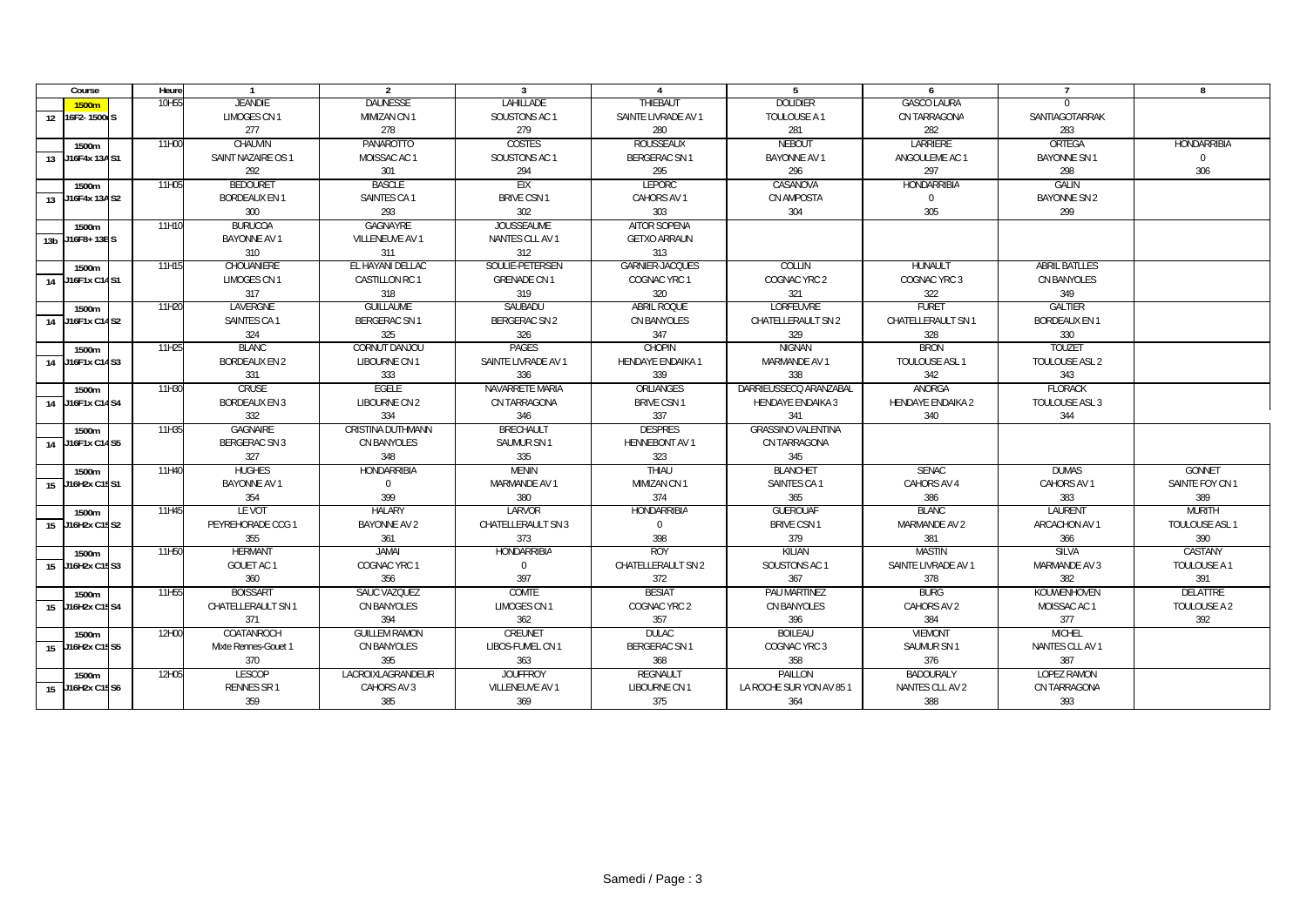| Course | | Heure | 1 | 2 | 3 | 4 | 5 | 6 | 7 | 8 |
|---|---|---|---|---|---|---|---|---|---|---|
| | 1500m | 10H55 | JEANDIE | DAUNESSE | LAHILLADE | THIEBAUT | DOLIDIER | GASCO LAURA | 0 | |
| 12 | 16F2- 1500 S | | LIMOGES CN 1 | MIMIZAN CN 1 | SOUSTONS AC 1 | SAINTE LIVRADE AV 1 | TOULOUSE A 1 | CN TARRAGONA | SANTIAGOTARRAK | |
| | | | 277 | 278 | 279 | 280 | 281 | 282 | 283 | |
| | 1500m | 11H00 | CHAUVIN | PANAROTTO | COSTES | ROUSSEAUX | NEBOUT | LARRIERE | ORTEGA | HONDARRIBIA |
| 13 | J16F4x 13A S1 | | SAINT NAZAIRE OS 1 | MOISSAC AC 1 | SOUSTONS AC 1 | BERGERAC SN 1 | BAYONNE AV 1 | ANGOULEME AC 1 | BAYONNE SN 1 | 0 |
| | | | 292 | 301 | 294 | 295 | 296 | 297 | 298 | 306 |
| | 1500m | 11H05 | BEDOURET | BASCLE | EIX | LEPORC | CASANOVA | HONDARRIBIA | GALIN | |
| 13 | J16F4x 13A S2 | | BORDEAUX EN 1 | SAINTES CA 1 | BRIVE CSN 1 | CAHORS AV 1 | CN AMPOSTA | 0 | BAYONNE SN 2 | |
| | | | 300 | 293 | 302 | 303 | 304 | 305 | 299 | |
| | 1500m | 11H10 | BURUCOA | GAGNAYRE | JOUSSEAUME | AITOR SOPENA | | | | |
| 13b | J16F8+ 13E S | | BAYONNE AV 1 | VILLENEUVE AV 1 | NANTES CLL AV 1 | GETXO ARRAUN | | | | |
| | | | 310 | 311 | 312 | 313 | | | | |
| | 1500m | 11H15 | CHOUANIERE | EL HAYANI DELLAC | SOULIE-PETERSEN | GARNIER-JACQUES | COLLIN | HUNAULT | ABRIL BATLLES | |
| 14 | J16F1x C14 S1 | | LIMOGES CN 1 | CASTILLON RC 1 | GRENADE CN 1 | COGNAC YRC 1 | COGNAC YRC 2 | COGNAC YRC 3 | CN BANYOLES | |
| | | | 317 | 318 | 319 | 320 | 321 | 322 | 349 | |
| | 1500m | 11H20 | LAVERGNE | GUILLAUME | SAUBADU | ABRIL ROQUE | LORFEUVRE | FURET | GALTIER | |
| 14 | J16F1x C14 S2 | | SAINTES CA 1 | BERGERAC SN 1 | BERGERAC SN 2 | CN BANYOLES | CHATELLERAULT SN 2 | CHATELLERAULT SN 1 | BORDEAUX EN 1 | |
| | | | 324 | 325 | 326 | 347 | 329 | 328 | 330 | |
| | 1500m | 11H25 | BLANC | CORNUT DANJOU | PAGES | CHOPIN | NIGNAN | BRON | TOUZET | |
| 14 | J16F1x C14 S3 | | BORDEAUX EN 2 | LIBOURNE CN 1 | SAINTE LIVRADE AV 1 | HENDAYE ENDAIKA 1 | MARMANDE AV 1 | TOULOUSE ASL 1 | TOULOUSE ASL 2 | |
| | | | 331 | 333 | 336 | 339 | 338 | 342 | 343 | |
| | 1500m | 11H30 | CRUSE | EGELE | NAVARRETE MARIA | ORLIANGES | DARRIEUSSECQ ARANZABAL | ANORGA | FLORACK | |
| 14 | J16F1x C14 S4 | | BORDEAUX EN 3 | LIBOURNE CN 2 | CN TARRAGONA | BRIVE CSN 1 | HENDAYE ENDAIKA 3 | HENDAYE ENDAIKA 2 | TOULOUSE ASL 3 | |
| | | | 332 | 334 | 346 | 337 | 341 | 340 | 344 | |
| | 1500m | 11H35 | GAGNAIRE | CRISTINA DUTHMANN | BRECHAULT | DESPRES | GRASSINO VALENTINA | | | |
| 14 | J16F1x C14 S5 | | BERGERAC SN 3 | CN BANYOLES | SAUMUR SN 1 | HENNEBONT AV 1 | CN TARRAGONA | | | |
| | | | 327 | 348 | 335 | 323 | 345 | | | |
| | 1500m | 11H40 | HUGHES | HONDARRIBIA | MENIN | THIAU | BLANCHET | SENAC | DUMAS | GONNET |
| 15 | J16H2x C15 S1 | | BAYONNE AV 1 | 0 | MARMANDE AV 1 | MIMIZAN CN 1 | SAINTES CA 1 | CAHORS AV 4 | CAHORS AV 1 | SAINTE FOY CN 1 |
| | | | 354 | 399 | 380 | 374 | 365 | 386 | 383 | 389 |
| | 1500m | 11H45 | LE VOT | HALARY | LARVOR | HONDARRIBIA | GUEROUAF | BLANC | LAURENT | MURITH |
| 15 | J16H2x C15 S2 | | PEYREHORADE CCG 1 | BAYONNE AV 2 | CHATELLERAULT SN 3 | 0 | BRIVE CSN 1 | MARMANDE AV 2 | ARCACHON AV 1 | TOULOUSE ASL 1 |
| | | | 355 | 361 | 373 | 398 | 379 | 381 | 366 | 390 |
| | 1500m | 11H50 | HERMANT | JAMAI | HONDARRIBIA | ROY | KILIAN | MASTIN | SILVA | CASTANY |
| 15 | J16H2x C15 S3 | | GOUET AC 1 | COGNAC YRC 1 | 0 | CHATELLERAULT SN 2 | SOUSTONS AC 1 | SAINTE LIVRADE AV 1 | MARMANDE AV 3 | TOULOUSE A 1 |
| | | | 360 | 356 | 397 | 372 | 367 | 378 | 382 | 391 |
| | 1500m | 11H55 | BOISSART | SAUC VAZQUEZ | COMTE | BESIAT | PAU MARTINEZ | BURG | KOUWENHOVEN | DELATTRE |
| 15 | J16H2x C15 S4 | | CHATELLERAULT SN 1 | CN BANYOLES | LIMOGES CN 1 | COGNAC YRC 2 | CN BANYOLES | CAHORS AV 2 | MOISSAC AC 1 | TOULOUSE A 2 |
| | | | 371 | 394 | 362 | 357 | 396 | 384 | 377 | 392 |
| | 1500m | 12H00 | COATANROCH | GUILLEM RAMON | CREUNET | DULAC | BOILEAU | VIEMONT | MICHEL | |
| 15 | J16H2x C15 S5 | | Mixte Rennes-Gouet 1 | CN BANYOLES | LIBOS-FUMEL CN 1 | BERGERAC SN 1 | COGNAC YRC 3 | SAUMUR SN 1 | NANTES CLL AV 1 | |
| | | | 370 | 395 | 363 | 368 | 358 | 376 | 387 | |
| | 1500m | 12H05 | LESCOP | LACROIXLAGRANDEUR | JOUFFROY | REGNAULT | PAILLON | BADOURALY | LOPEZ RAMON | |
| 15 | J16H2x C15 S6 | | RENNES SR 1 | CAHORS AV 3 | VILLENEUVE AV 1 | LIBOURNE CN 1 | LA ROCHE SUR YON AV 85 1 | NANTES CLL AV 2 | CN TARRAGONA | |
| | | | 359 | 385 | 369 | 375 | 364 | 388 | 393 | |

Samedi / Page : 3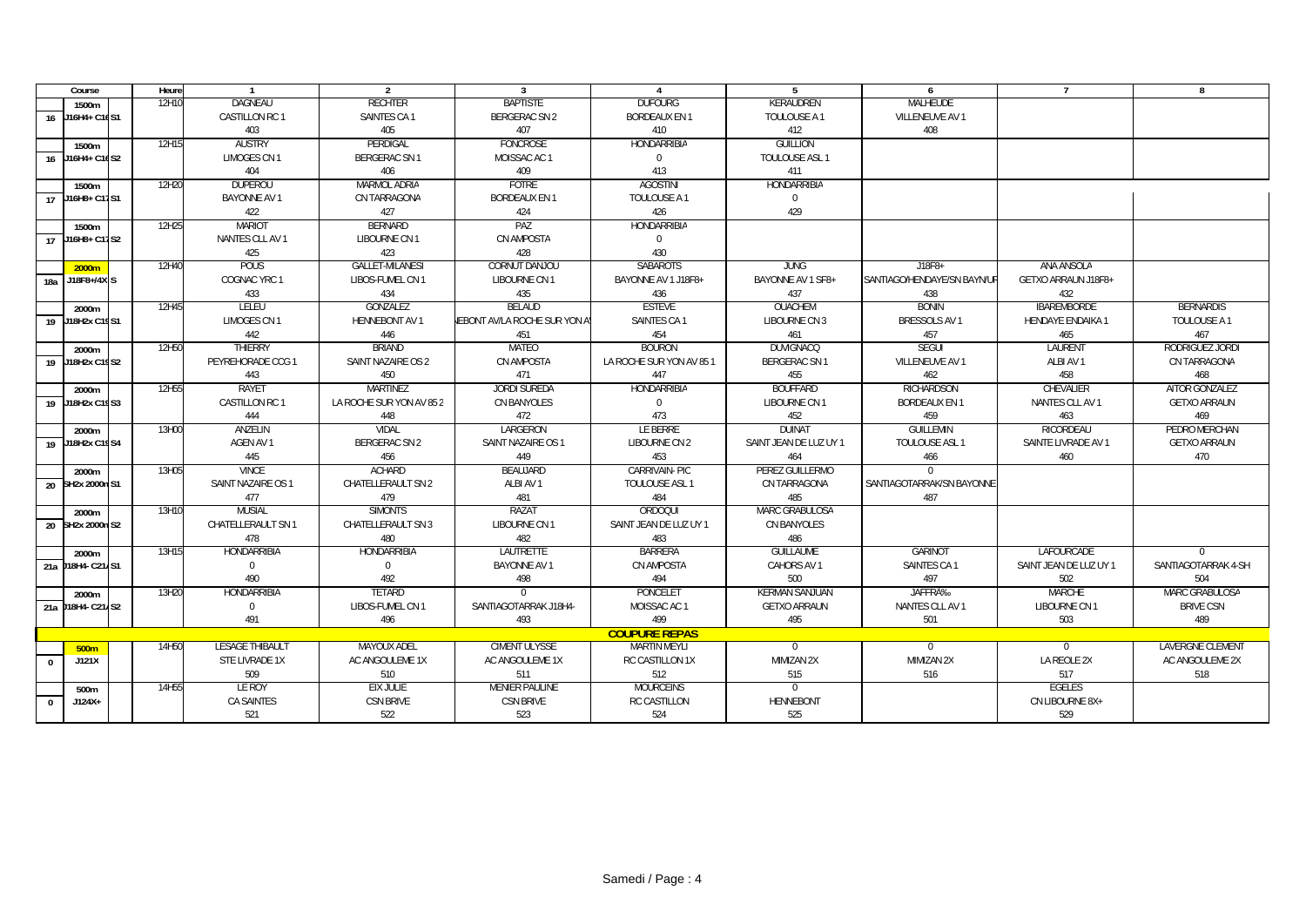| Course | | Heure | 1 | 2 | 3 | 4 | 5 | 6 | 7 | 8 |
|---|---|---|---|---|---|---|---|---|---|---|
| | 1500m | 12H10 | DAGNEAU | RECHTER | BAPTISTE | DUFOURG | KERAUDREN | MALHEUDE | | |
| 16 | J16H4+ C16 S1 | | CASTILLON RC 1 | SAINTES CA 1 | BERGERAC SN 2 | BORDEAUX EN 1 | TOULOUSE A 1 | VILLENEUVE AV 1 | | |
| | | | 403 | 405 | 407 | 410 | 412 | 408 | | |
| | 1500m | 12H15 | AUSTRY | PERDIGAL | FONCROSE | HONDARRIBIA | GUILLION | | | |
| 16 | J16H4+ C16 S2 | | LIMOGES CN 1 | BERGERAC SN 1 | MOISSAC AC 1 | 0 | TOULOUSE ASL 1 | | | |
| | | | 404 | 406 | 409 | 413 | 411 | | | |
| | 1500m | 12H20 | DUPEROU | MARMOL ADRIA | FOTRE | AGOSTINI | HONDARRIBIA | | | |
| 17 | J16H8+ C17 S1 | | BAYONNE AV 1 | CN TARRAGONA | BORDEAUX EN 1 | TOULOUSE A 1 | 0 | | | |
| | | | 422 | 427 | 424 | 426 | 429 | | | |
| | 1500m | 12H25 | MARIOT | BERNARD | PAZ | HONDARRIBIA | | | | |
| 17 | J16H8+ C17 S2 | | NANTES CLL AV 1 | LIBOURNE CN 1 | CN AMPOSTA | 0 | | | | |
| | | | 425 | 423 | 428 | 430 | | | | |
| | 2000m | 12H40 | POUS | GALLET-MILANESI | CORNUT DANJOU | SABAROTS | JUNG | J18F8+ | ANA ANSOLA | |
| 18a | J18F8+/4X S | | COGNAC YRC 1 | LIBOS-FUMEL CN 1 | LIBOURNE CN 1 | BAYONNE AV 1 J18F8+ | BAYONNE AV 1 SF8+ | SANTIAGO/HENDAYE/SN BAYN/UF | GETXO ARRAUN J18F8+ | |
| | | | 433 | 434 | 435 | 436 | 437 | 438 | 432 | |
| | 2000m | 12H45 | LELEU | GONZALEZ | BELAUD | ESTEVE | OUACHEM | BONIN | IBAREMBORDE | BERNARDIS |
| 19 | J18H2x C19 S1 | | LIMOGES CN 1 | HENNEBONT AV 1 | EBONT AV/LA ROCHE SUR YON AV | SAINTES CA 1 | LIBOURNE CN 3 | BRESSOLS AV 1 | HENDAYE ENDAIKA 1 | TOULOUSE A 1 |
| | | | 442 | 446 | 451 | 454 | 461 | 457 | 465 | 467 |
| | 2000m | 12H50 | THIERRY | BRIAND | MATEO | BOURON | DUVIGNACQ | SEGUI | LAURENT | RODRIGUEZ JORDI |
| 19 | J18H2x C19 S2 | | PEYREHORADE CCG 1 | SAINT NAZAIRE OS 2 | CN AMPOSTA | LA ROCHE SUR YON AV 85 1 | BERGERAC SN 1 | VILLENEUVE AV 1 | ALBI AV 1 | CN TARRAGONA |
| | | | 443 | 450 | 471 | 447 | 455 | 462 | 458 | 468 |
| | 2000m | 12H55 | RAYET | MARTINEZ | JORDI SUREDA | HONDARRIBIA | BOUFFARD | RICHARDSON | CHEVALIER | AITOR GONZALEZ |
| 19 | J18H2x C19 S3 | | CASTILLON RC 1 | LA ROCHE SUR YON AV 85 2 | CN BANYOLES | 0 | LIBOURNE CN 1 | BORDEAUX EN 1 | NANTES CLL AV 1 | GETXO ARRAUN |
| | | | 444 | 448 | 472 | 473 | 452 | 459 | 463 | 469 |
| | 2000m | 13H00 | ANZELIN | VIDAL | LARGERON | LE BERRE | DUINAT | GUILLEMIN | RICORDEAU | PEDRO MERCHAN |
| 19 | J18H2x C19 S4 | | AGEN AV 1 | BERGERAC SN 2 | SAINT NAZAIRE OS 1 | LIBOURNE CN 2 | SAINT JEAN DE LUZ UY 1 | TOULOUSE ASL 1 | SAINTE LIVRADE AV 1 | GETXO ARRAUN |
| | | | 445 | 456 | 449 | 453 | 464 | 466 | 460 | 470 |
| | 2000m | 13H05 | VINCE | ACHARD | BEAUJARD | CARRIVAIN- PIC | PEREZ GUILLERMO | 0 | | |
| 20 | SH2x 2000m S1 | | SAINT NAZAIRE OS 1 | CHATELLERAULT SN 2 | ALBI AV 1 | TOULOUSE ASL 1 | CN TARRAGONA | SANTIAGOTARRAK/SN BAYONNE | | |
| | | | 477 | 479 | 481 | 484 | 485 | 487 | | |
| | 2000m | 13H10 | MUSIAL | SIMONTS | RAZAT | ORDOQUI | MARC GRABULOSA | | | |
| 20 | SH2x 2000m S2 | | CHATELLERAULT SN 1 | CHATELLERAULT SN 3 | LIBOURNE CN 1 | SAINT JEAN DE LUZ UY 1 | CN BANYOLES | | | |
| | | | 478 | 480 | 482 | 483 | 486 | | | |
| | 2000m | 13H15 | HONDARRIBIA | HONDARRIBIA | LAUTRETTE | BARRERA | GUILLAUME | GARINOT | LAFOURCADE | 0 |
| 21a | J18H4- C21 S1 | | 0 | 0 | BAYONNE AV 1 | CN AMPOSTA | CAHORS AV 1 | SAINTES CA 1 | SAINT JEAN DE LUZ UY 1 | SANTIAGOTARRAK 4-SH |
| | | | 490 | 492 | 498 | 494 | 500 | 497 | 502 | 504 |
| | 2000m | 13H20 | HONDARRIBIA | TETARD | 0 | PONCELET | KERMAN SANJUAN | JAFFRA‰ | MARCHE | MARC GRABULOSA |
| 21a | J18H4- C21 S2 | | 0 | LIBOS-FUMEL CN 1 | SANTIAGOTARRAK J18H4- | MOISSAC AC 1 | GETXO ARRAUN | NANTES CLL AV 1 | LIBOURNE CN 1 | BRIVE CSN |
| | | | 491 | 496 | 493 | 499 | 495 | 501 | 503 | 489 |
| | | | | | | **COUPURE REPAS** | | | | |
| | 500m | 14H50 | LESAGE THIBAULT | MAYOUX ADEL | CIMENT ULYSSE | MARTIN MEYLI | 0 | 0 | 0 | LAVERGNE CLEMENT |
| 0 | J12 1X | | STE LIVRADE 1X | AC ANGOULEME 1X | AC ANGOULEME 1X | RC CASTILLON 1X | MIMIZAN 2X | MIMIZAN 2X | LA REOLE 2X | AC ANGOULEME 2X |
| | | | 509 | 510 | 511 | 512 | 515 | 516 | 517 | 518 |
| | 500m | 14H55 | LE ROY | EIX JULIE | MENIER PAULINE | MOURCEINS | 0 | | EGELES | |
| 0 | J12 4X+ | | CA SAINTES | CSN BRIVE | CSN BRIVE | RC CASTILLON | HENNEBONT | | CN LIBOURNE 8X+ | |
| | | | 521 | 522 | 523 | 524 | 525 | | 529 | |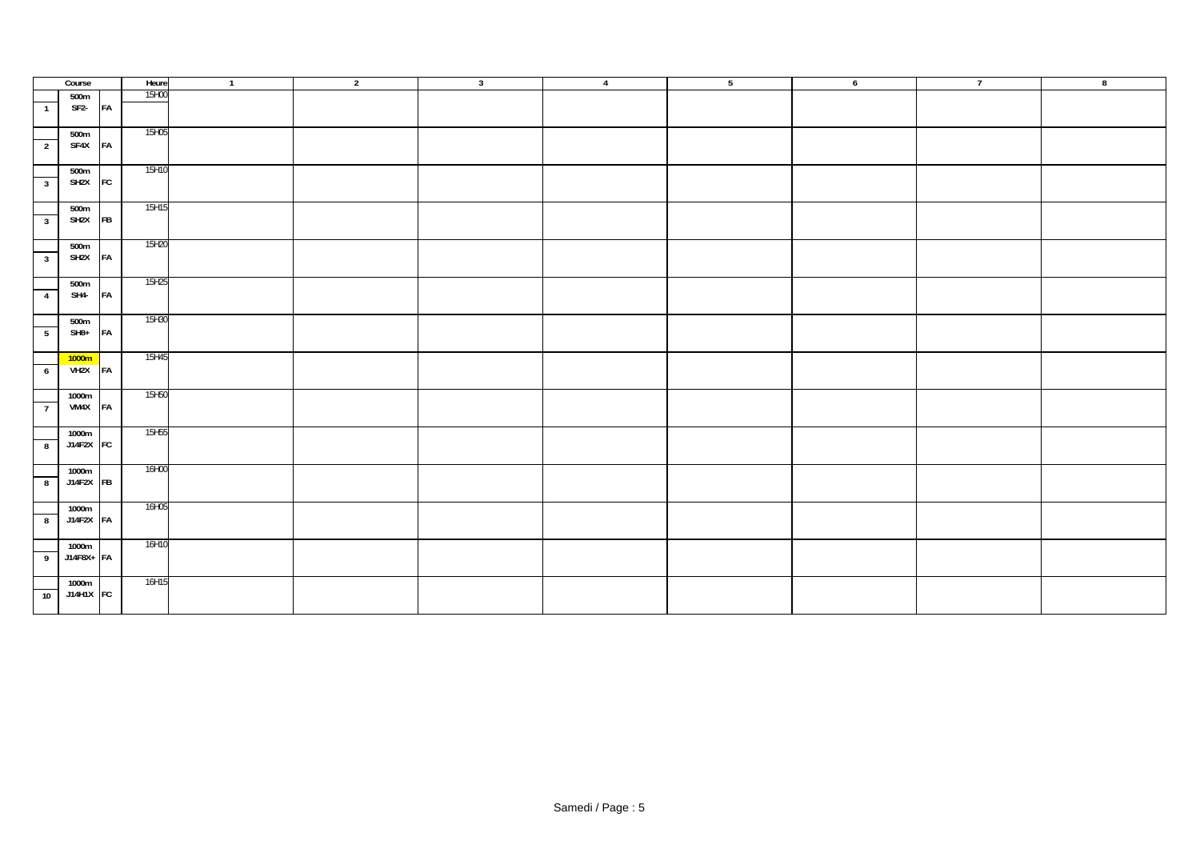| | Course | | Heure | 1 | 2 | 3 | 4 | 5 | 6 | 7 | 8 |
|---|---|---|---|---|---|---|---|---|---|---|---|
| 1 | 500m SF2- | FA | 15H00 | | | | | | | | |
| 2 | 500m SF4X | FA | 15H05 | | | | | | | | |
| 3 | 500m SH2X | FC | 15H10 | | | | | | | | |
| 3 | 500m SH2X | FB | 15H15 | | | | | | | | |
| 3 | 500m SH2X | FA | 15H20 | | | | | | | | |
| 4 | 500m SH4- | FA | 15H25 | | | | | | | | |
| 5 | 500m SH8+ | FA | 15H30 | | | | | | | | |
| 6 | 1000m VH2X | FA | 15H45 | | | | | | | | |
| 7 | 1000m VM4X | FA | 15H50 | | | | | | | | |
| 8 | 1000m J14F2X | FC | 15H55 | | | | | | | | |
| 8 | 1000m J14F2X | FB | 16H00 | | | | | | | | |
| 8 | 1000m J14F2X | FA | 16H05 | | | | | | | | |
| 9 | 1000m J14F8X+ | FA | 16H10 | | | | | | | | |
| 10 | 1000m J14H1X | FC | 16H15 | | | | | | | | |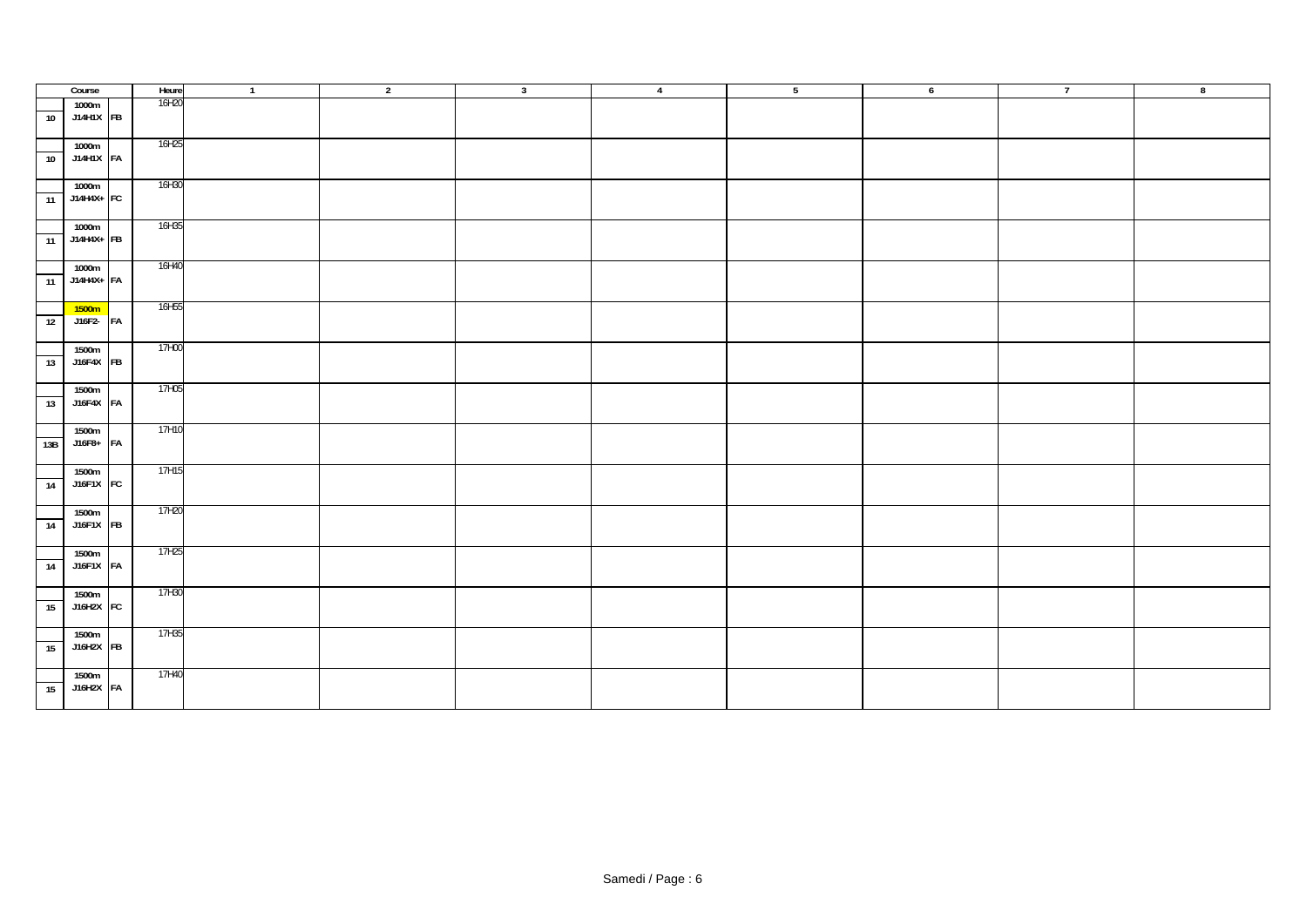| Course | | | Heure | 1 | 2 | 3 | 4 | 5 | 6 | 7 | 8 |
|---|---|---|---|---|---|---|---|---|---|---|---|
| 10 | **1000m** **J14H1X** | FB | 16H20 | | | | | | | | |
| 10 | **1000m** **J14H1X** | FA | 16H25 | | | | | | | | |
| 11 | **1000m** **J14H4X+** | FC | 16H30 | | | | | | | | |
| 11 | **1000m** **J14H4X+** | FB | 16H35 | | | | | | | | |
| 11 | **1000m** **J14H4X+** | FA | 16H40 | | | | | | | | |
| 12 | **1500m** J16F2- | FA | 16H55 | | | | | | | | |
| 13 | **1500m** **J16F4X** | FB | 17H00 | | | | | | | | |
| 13 | **1500m** **J16F4X** | FA | 17H05 | | | | | | | | |
| 13B | **1500m** J16F8+ | FA | 17H10 | | | | | | | | |
| 14 | **1500m** **J16F1X** | FC | 17H15 | | | | | | | | |
| 14 | **1500m** **J16F1X** | FB | 17H20 | | | | | | | | |
| 14 | **1500m** **J16F1X** | FA | 17H25 | | | | | | | | |
| 15 | **1500m** **J16H2X** | FC | 17H30 | | | | | | | | |
| 15 | **1500m** **J16H2X** | FB | 17H35 | | | | | | | | |
| 15 | **1500m** **J16H2X** | FA | 17H40 | | | | | | | | |

Samedi / Page : 6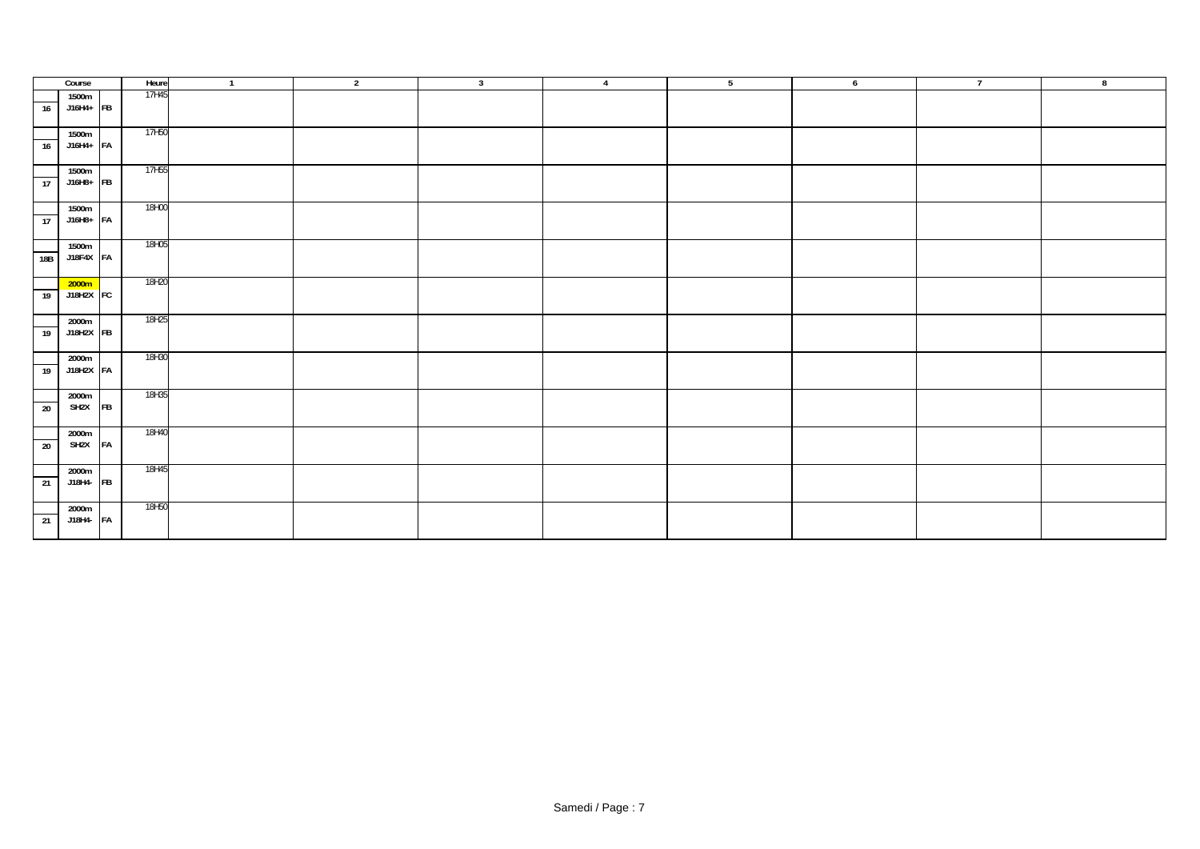| Course | | | Heure | 1 | 2 | 3 | 4 | 5 | 6 | 7 | 8 |
|---|---|---|---|---|---|---|---|---|---|---|---|
| 16 | 1500m J16H4+ | FB | 17H45 | | | | | | | | |
| 16 | 1500m J16H4+ | FA | 17H50 | | | | | | | | |
| 17 | 1500m J16H8+ | FB | 17H55 | | | | | | | | |
| 17 | 1500m J16H8+ | FA | 18H00 | | | | | | | | |
| 18B | 1500m J18F4X | FA | 18H05 | | | | | | | | |
| 19 | 2000m J18H2X | FC | 18H20 | | | | | | | | |
| 19 | 2000m J18H2X | FB | 18H25 | | | | | | | | |
| 19 | 2000m J18H2X | FA | 18H30 | | | | | | | | |
| 20 | 2000m SH2X | FB | 18H35 | | | | | | | | |
| 20 | 2000m SH2X | FA | 18H40 | | | | | | | | |
| 21 | 2000m J18H4- | FB | 18H45 | | | | | | | | |
| 21 | 2000m J18H4- | FA | 18H50 | | | | | | | | |

Samedi / Page : 7